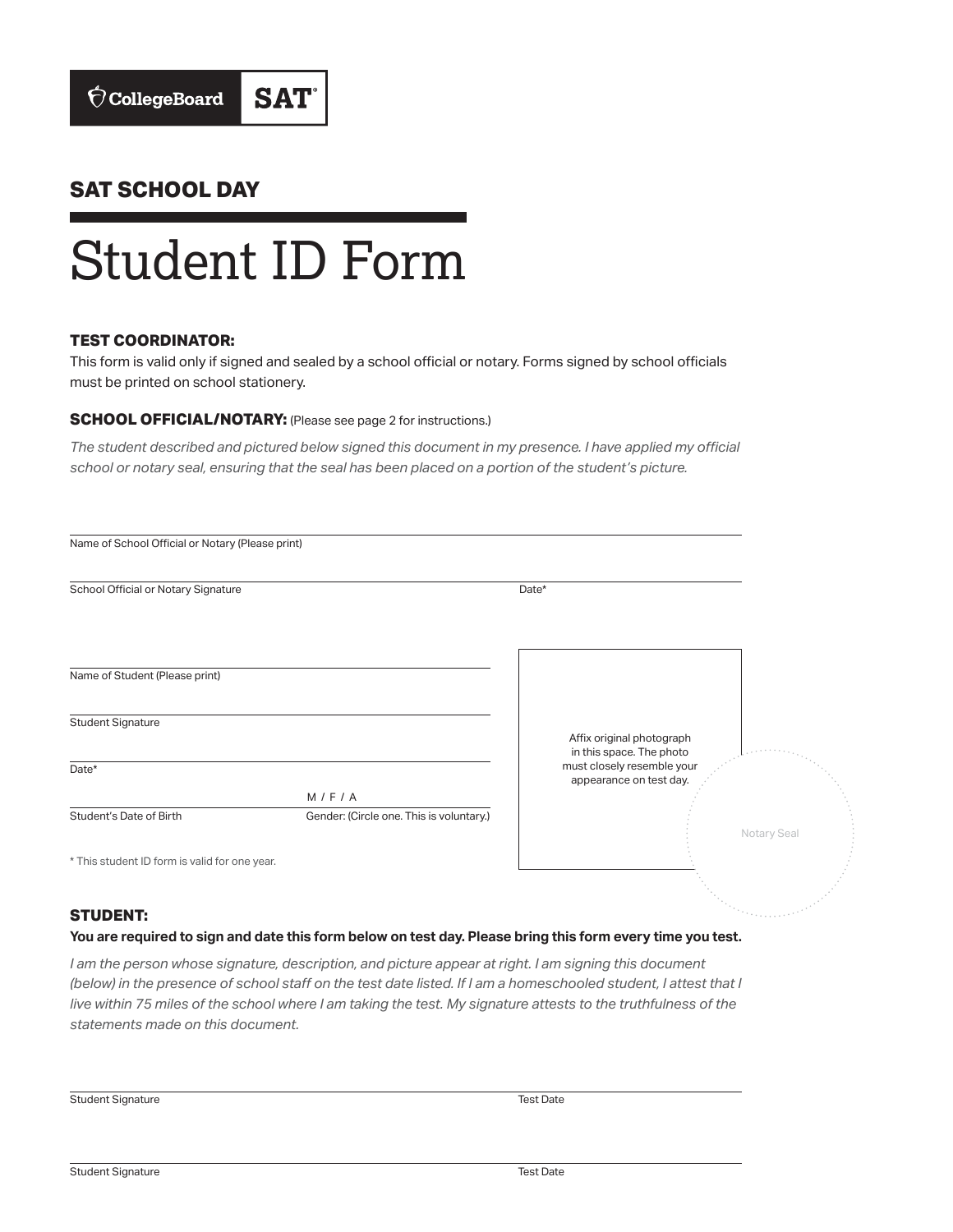CollegeBoard **SAT**

## SAT SCHOOL DAY

# Student ID Form

**TEST COORDINATOR:**

This form is valid only if signed and sealed by a school official or notary. Forms signed by school officials must be printed on school stationery.

**SCHOOL OFFICIAL/NOTARY:** (Please see page 2 for instructions.)

*The student described and pictured below signed this document in my presence. I have applied my official school or notary seal, ensuring that the seal has been placed on a portion of the student's picture.*

Name of School Official or Notary (Please print)

School Official or Notary Signature | Date*

Name of Student (Please print)

Student Signature

Date*

Student's Date of Birth | Gender: (Circle one. This is voluntary.) M / F / A

Affix original photograph in this space. The photo must closely resemble your appearance on test day.

Notary Seal

\* This student ID form is valid for one year.

**STUDENT:**

**You are required to sign and date this form below on test day. Please bring this form every time you test.**

*I am the person whose signature, description, and picture appear at right. I am signing this document (below) in the presence of school staff on the test date listed. If I am a homeschooled student, I attest that I live within 75 miles of the school where I am taking the test. My signature attests to the truthfulness of the statements made on this document.*

Student Signature | Test Date

Student Signature | Test Date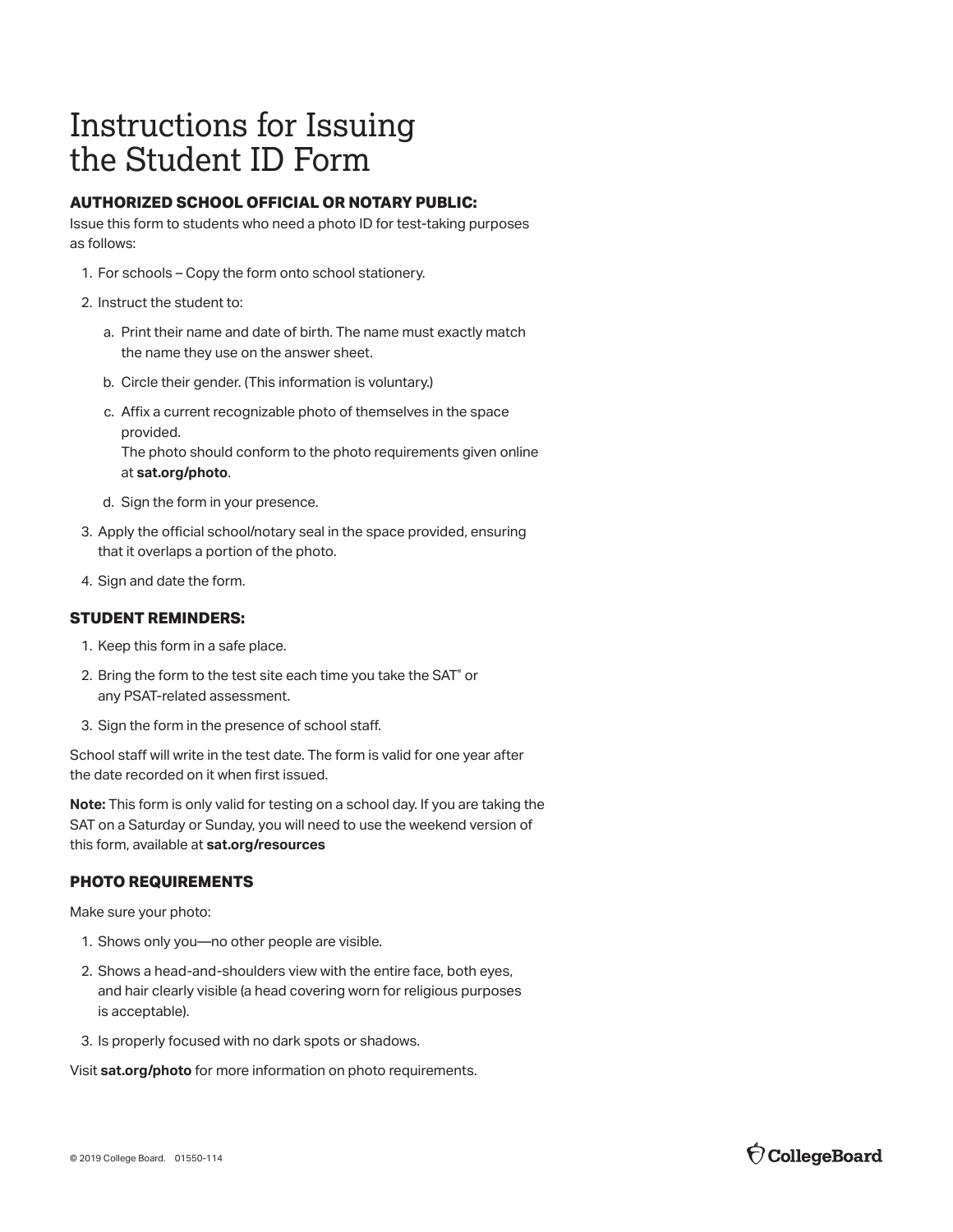# Instructions for Issuing the Student ID Form

### AUTHORIZED SCHOOL OFFICIAL OR NOTARY PUBLIC:

Issue this form to students who need a photo ID for test-taking purposes as follows:

1. For schools – Copy the form onto school stationery.
2. Instruct the student to:
   a. Print their name and date of birth. The name must exactly match the name they use on the answer sheet.
   b. Circle their gender. (This information is voluntary.)
   c. Affix a current recognizable photo of themselves in the space provided.
      The photo should conform to the photo requirements given online at **sat.org/photo**.
   d. Sign the form in your presence.
3. Apply the official school/notary seal in the space provided, ensuring that it overlaps a portion of the photo.
4. Sign and date the form.

### STUDENT REMINDERS:

1. Keep this form in a safe place.
2. Bring the form to the test site each time you take the SAT® or any PSAT-related assessment.
3. Sign the form in the presence of school staff.

School staff will write in the test date. The form is valid for one year after the date recorded on it when first issued.

**Note:** This form is only valid for testing on a school day. If you are taking the SAT on a Saturday or Sunday, you will need to use the weekend version of this form, available at **sat.org/resources**

### PHOTO REQUIREMENTS

Make sure your photo:

1. Shows only you—no other people are visible.
2. Shows a head-and-shoulders view with the entire face, both eyes, and hair clearly visible (a head covering worn for religious purposes is acceptable).
3. Is properly focused with no dark spots or shadows.

Visit **sat.org/photo** for more information on photo requirements.

© 2019 College Board. 01550-114